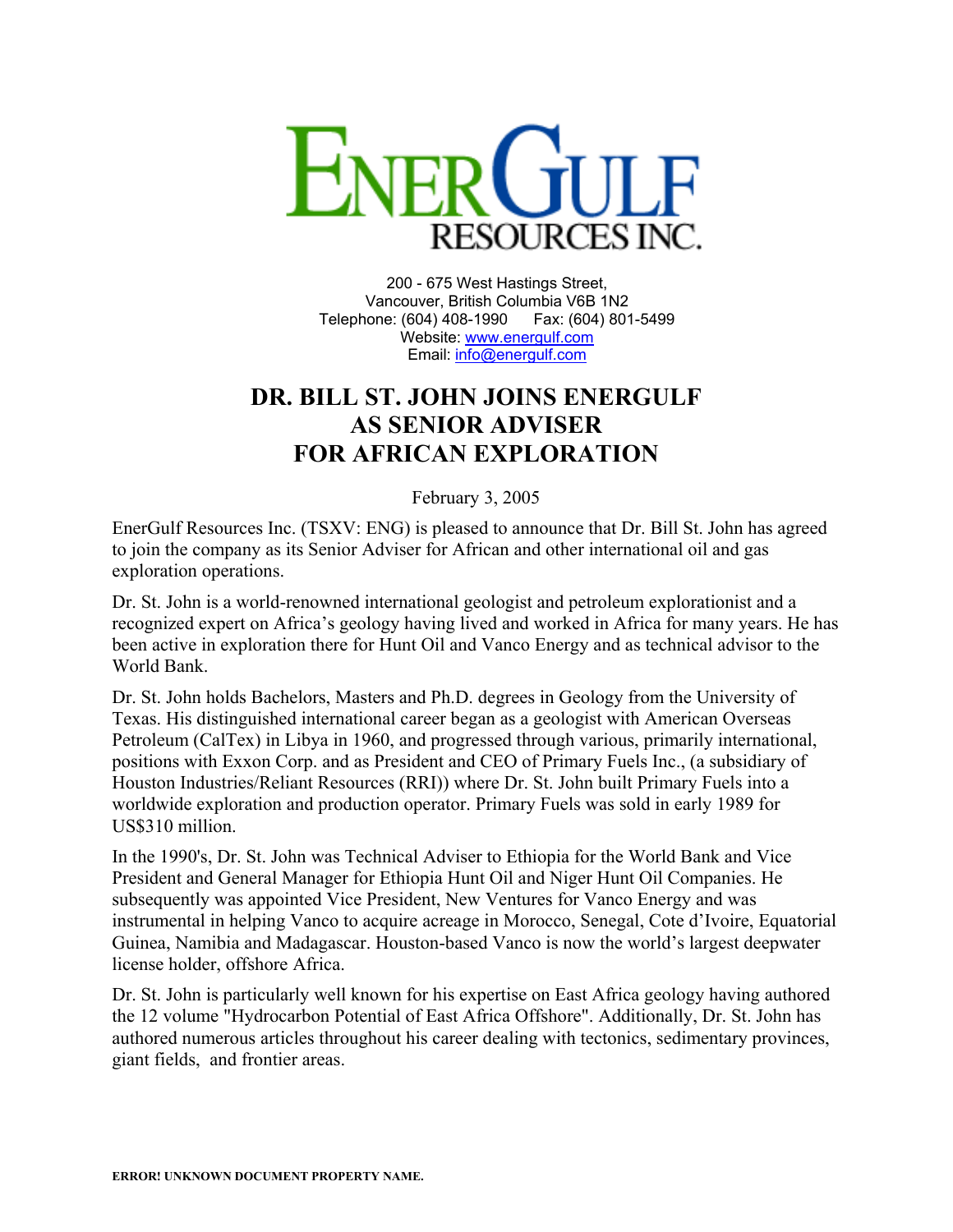**ENERGULF RESOURCES INC.**

200 - 675 West Hastings Street,
Vancouver, British Columbia V6B 1N2
Telephone: (604) 408-1990 Fax: (604) 801-5499
Website: www.energulf.com
Email: info@energulf.com

# DR. BILL ST. JOHN JOINS ENERGULF AS SENIOR ADVISER FOR AFRICAN EXPLORATION

February 3, 2005

EnerGulf Resources Inc. (TSXV: ENG) is pleased to announce that Dr. Bill St. John has agreed to join the company as its Senior Adviser for African and other international oil and gas exploration operations.

Dr. St. John is a world-renowned international geologist and petroleum explorationist and a recognized expert on Africa's geology having lived and worked in Africa for many years. He has been active in exploration there for Hunt Oil and Vanco Energy and as technical advisor to the World Bank.

Dr. St. John holds Bachelors, Masters and Ph.D. degrees in Geology from the University of Texas. His distinguished international career began as a geologist with American Overseas Petroleum (CalTex) in Libya in 1960, and progressed through various, primarily international, positions with Exxon Corp. and as President and CEO of Primary Fuels Inc., (a subsidiary of Houston Industries/Reliant Resources (RRI)) where Dr. St. John built Primary Fuels into a worldwide exploration and production operator. Primary Fuels was sold in early 1989 for US$310 million.

In the 1990's, Dr. St. John was Technical Adviser to Ethiopia for the World Bank and Vice President and General Manager for Ethiopia Hunt Oil and Niger Hunt Oil Companies. He subsequently was appointed Vice President, New Ventures for Vanco Energy and was instrumental in helping Vanco to acquire acreage in Morocco, Senegal, Cote d'Ivoire, Equatorial Guinea, Namibia and Madagascar. Houston-based Vanco is now the world's largest deepwater license holder, offshore Africa.

Dr. St. John is particularly well known for his expertise on East Africa geology having authored the 12 volume "Hydrocarbon Potential of East Africa Offshore". Additionally, Dr. St. John has authored numerous articles throughout his career dealing with tectonics, sedimentary provinces, giant fields, and frontier areas.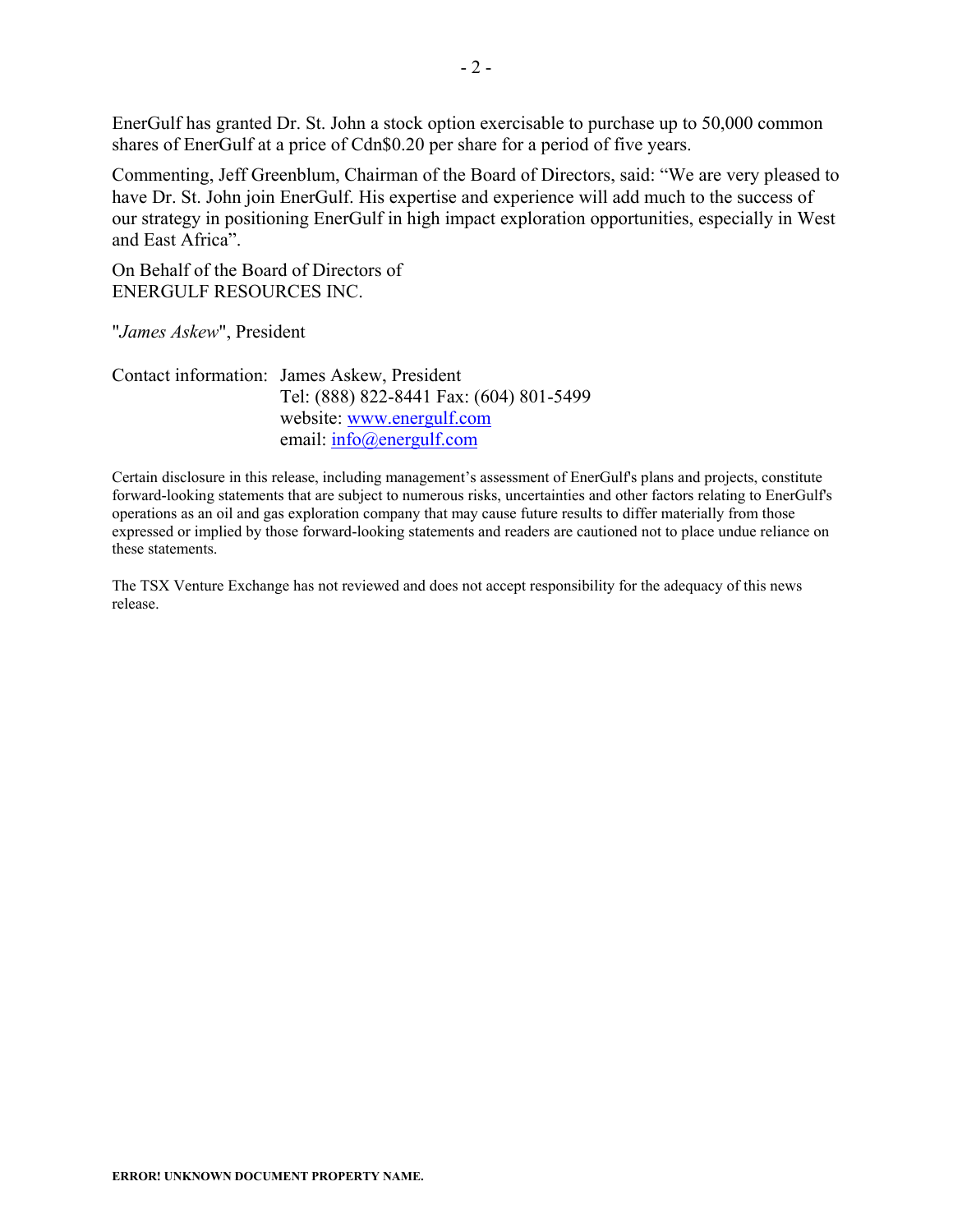EnerGulf has granted Dr. St. John a stock option exercisable to purchase up to 50,000 common shares of EnerGulf at a price of Cdn$0.20 per share for a period of five years.

Commenting, Jeff Greenblum, Chairman of the Board of Directors, said: "We are very pleased to have Dr. St. John join EnerGulf. His expertise and experience will add much to the success of our strategy in positioning EnerGulf in high impact exploration opportunities, especially in West and East Africa".

On Behalf of the Board of Directors of
ENERGULF RESOURCES INC.

"*James Askew*", President

Contact information: James Askew, President
Tel: (888) 822-8441 Fax: (604) 801-5499
website: www.energulf.com
email: info@energulf.com

Certain disclosure in this release, including management's assessment of EnerGulf's plans and projects, constitute forward-looking statements that are subject to numerous risks, uncertainties and other factors relating to EnerGulf's operations as an oil and gas exploration company that may cause future results to differ materially from those expressed or implied by those forward-looking statements and readers are cautioned not to place undue reliance on these statements.

The TSX Venture Exchange has not reviewed and does not accept responsibility for the adequacy of this news release.

**ERROR! UNKNOWN DOCUMENT PROPERTY NAME.**